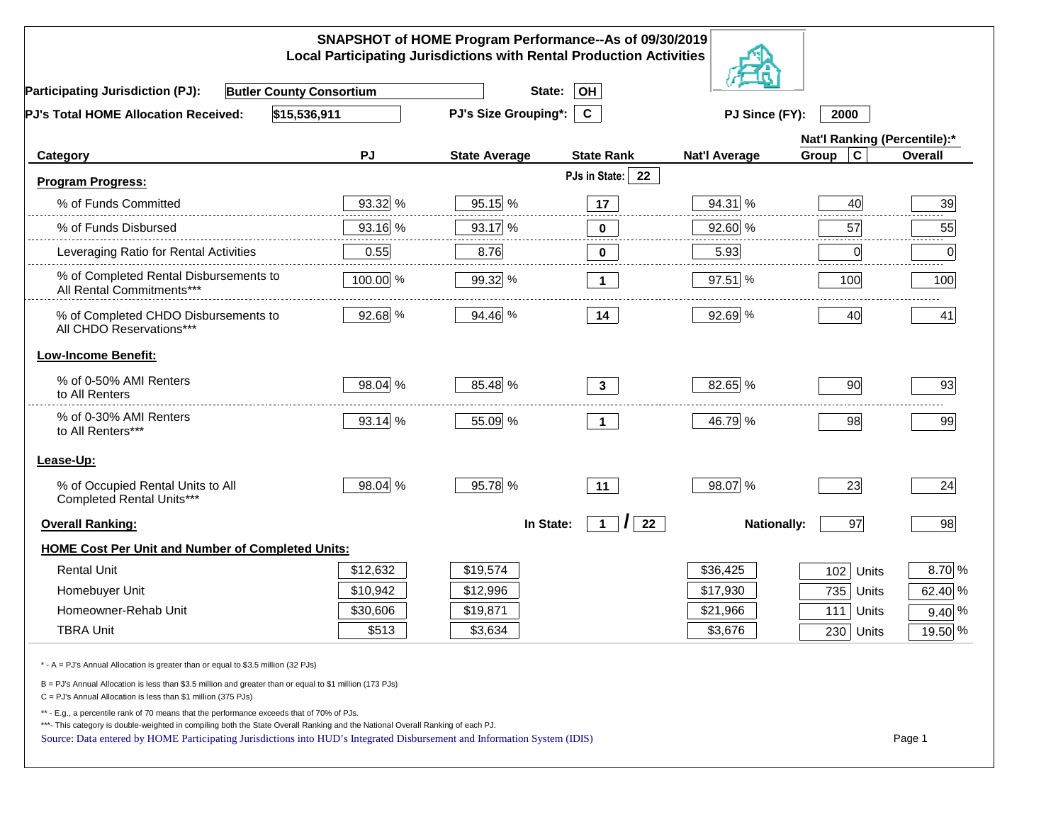# SNAPSHOT of HOME Program Performance--As of 09/30/2019
## Local Participating Jurisdictions with Rental Production Activities

**Participating Jurisdiction (PJ):** Butler County Consortium **State:** OH

**PJ's Total HOME Allocation Received:** $15,536,911 **PJ's Size Grouping*:** C **PJ Since (FY):** 2000

| Category | PJ | State Average | State Rank | Nat'l Average | Nat'l Ranking (Percentile):* Group C | Overall |
|---|---|---|---|---|---|---|
| **Program Progress:** | | | PJs in State: 22 | | | |
| % of Funds Committed | 93.32 % | 95.15 % | 17 | 94.31 % | 40 | 39 |
| % of Funds Disbursed | 93.16 % | 93.17 % | 0 | 92.60 % | 57 | 55 |
| Leveraging Ratio for Rental Activities | 0.55 | 8.76 | 0 | 5.93 | 0 | 0 |
| % of Completed Rental Disbursements to All Rental Commitments*** | 100.00 % | 99.32 % | 1 | 97.51 % | 100 | 100 |
| % of Completed CHDO Disbursements to All CHDO Reservations*** | 92.68 % | 94.46 % | 14 | 92.69 % | 40 | 41 |
| **Low-Income Benefit:** | | | | | | |
| % of 0-50% AMI Renters to All Renters | 98.04 % | 85.48 % | 3 | 82.65 % | 90 | 93 |
| % of 0-30% AMI Renters to All Renters*** | 93.14 % | 55.09 % | 1 | 46.79 % | 98 | 99 |
| **Lease-Up:** | | | | | | |
| % of Occupied Rental Units to All Completed Rental Units*** | 98.04 % | 95.78 % | 11 | 98.07 % | 23 | 24 |
| **Overall Ranking:** | | In State: | 1 / 22 | Nationally: | 97 | 98 |
| **HOME Cost Per Unit and Number of Completed Units:** | | | | | | |
| Rental Unit | $12,632 | $19,574 | | $36,425 | 102 Units | 8.70 % |
| Homebuyer Unit | $10,942 | $12,996 | | $17,930 | 735 Units | 62.40 % |
| Homeowner-Rehab Unit | $30,606 | $19,871 | | $21,966 | 111 Units | 9.40 % |
| TBRA Unit | $513 | $3,634 | | $3,676 | 230 Units | 19.50 % |

\* - A = PJ's Annual Allocation is greater than or equal to $3.5 million (32 PJs)

B = PJ's Annual Allocation is less than $3.5 million and greater than or equal to $1 million (173 PJs)

C = PJ's Annual Allocation is less than $1 million (375 PJs)

\*\* - E.g., a percentile rank of 70 means that the performance exceeds that of 70% of PJs.

\*\*\*- This category is double-weighted in compiling both the State Overall Ranking and the National Overall Ranking of each PJ.

Source: Data entered by HOME Participating Jurisdictions into HUD's Integrated Disbursement and Information System (IDIS)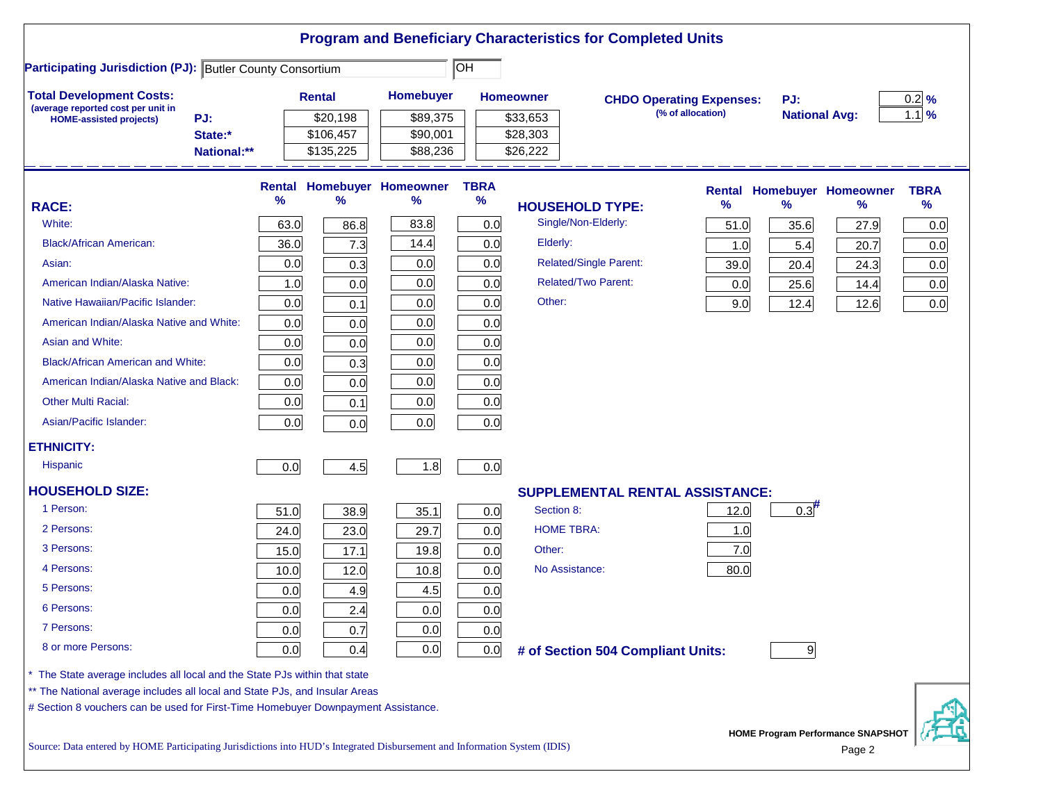# Program and Beneficiary Characteristics for Completed Units

**Participating Jurisdiction (PJ):** Butler County Consortium | OH

**Total Development Costs:**
(average reported cost per unit in HOME-assisted projects)

| | Rental | Homebuyer | Homeowner |
|---|---|---|---|
| PJ: | $20,198 | $89,375 | $33,653 |
| State:* | $106,457 | $90,001 | $28,303 |
| National:** | $135,225 | $88,236 | $26,222 |

**CHDO Operating Expenses:** (% of allocation)

| | |
|---|---|
| PJ: | 0.2 % |
| National Avg: | 1.1 % |

| RACE: | Rental % | Homebuyer % | Homeowner % | TBRA % |
|---|---|---|---|---|
| White: | 63.0 | 86.8 | 83.8 | 0.0 |
| Black/African American: | 36.0 | 7.3 | 14.4 | 0.0 |
| Asian: | 0.0 | 0.3 | 0.0 | 0.0 |
| American Indian/Alaska Native: | 1.0 | 0.0 | 0.0 | 0.0 |
| Native Hawaiian/Pacific Islander: | 0.0 | 0.1 | 0.0 | 0.0 |
| American Indian/Alaska Native and White: | 0.0 | 0.0 | 0.0 | 0.0 |
| Asian and White: | 0.0 | 0.0 | 0.0 | 0.0 |
| Black/African American and White: | 0.0 | 0.3 | 0.0 | 0.0 |
| American Indian/Alaska Native and Black: | 0.0 | 0.0 | 0.0 | 0.0 |
| Other Multi Racial: | 0.0 | 0.1 | 0.0 | 0.0 |
| Asian/Pacific Islander: | 0.0 | 0.0 | 0.0 | 0.0 |
| **ETHNICITY:** | | | | |
| Hispanic | 0.0 | 4.5 | 1.8 | 0.0 |
| **HOUSEHOLD SIZE:** | | | | |
| 1 Person: | 51.0 | 38.9 | 35.1 | 0.0 |
| 2 Persons: | 24.0 | 23.0 | 29.7 | 0.0 |
| 3 Persons: | 15.0 | 17.1 | 19.8 | 0.0 |
| 4 Persons: | 10.0 | 12.0 | 10.8 | 0.0 |
| 5 Persons: | 0.0 | 4.9 | 4.5 | 0.0 |
| 6 Persons: | 0.0 | 2.4 | 0.0 | 0.0 |
| 7 Persons: | 0.0 | 0.7 | 0.0 | 0.0 |
| 8 or more Persons: | 0.0 | 0.4 | 0.0 | 0.0 |

| HOUSEHOLD TYPE: | Rental % | Homebuyer % | Homeowner % | TBRA % |
|---|---|---|---|---|
| Single/Non-Elderly: | 51.0 | 35.6 | 27.9 | 0.0 |
| Elderly: | 1.0 | 5.4 | 20.7 | 0.0 |
| Related/Single Parent: | 39.0 | 20.4 | 24.3 | 0.0 |
| Related/Two Parent: | 0.0 | 25.6 | 14.4 | 0.0 |
| Other: | 9.0 | 12.4 | 12.6 | 0.0 |

| SUPPLEMENTAL RENTAL ASSISTANCE: | Rental | Homebuyer |
|---|---|---|
| Section 8: | 12.0 | 0.3# |
| HOME TBRA: | 1.0 | |
| Other: | 7.0 | |
| No Assistance: | 80.0 | |

**# of Section 504 Compliant Units:** 9

\* The State average includes all local and the State PJs within that state

\*\* The National average includes all local and State PJs, and Insular Areas

\# Section 8 vouchers can be used for First-Time Homebuyer Downpayment Assistance.

Source: Data entered by HOME Participating Jurisdictions into HUD's Integrated Disbursement and Information System (IDIS)

HOME Program Performance SNAPSHOT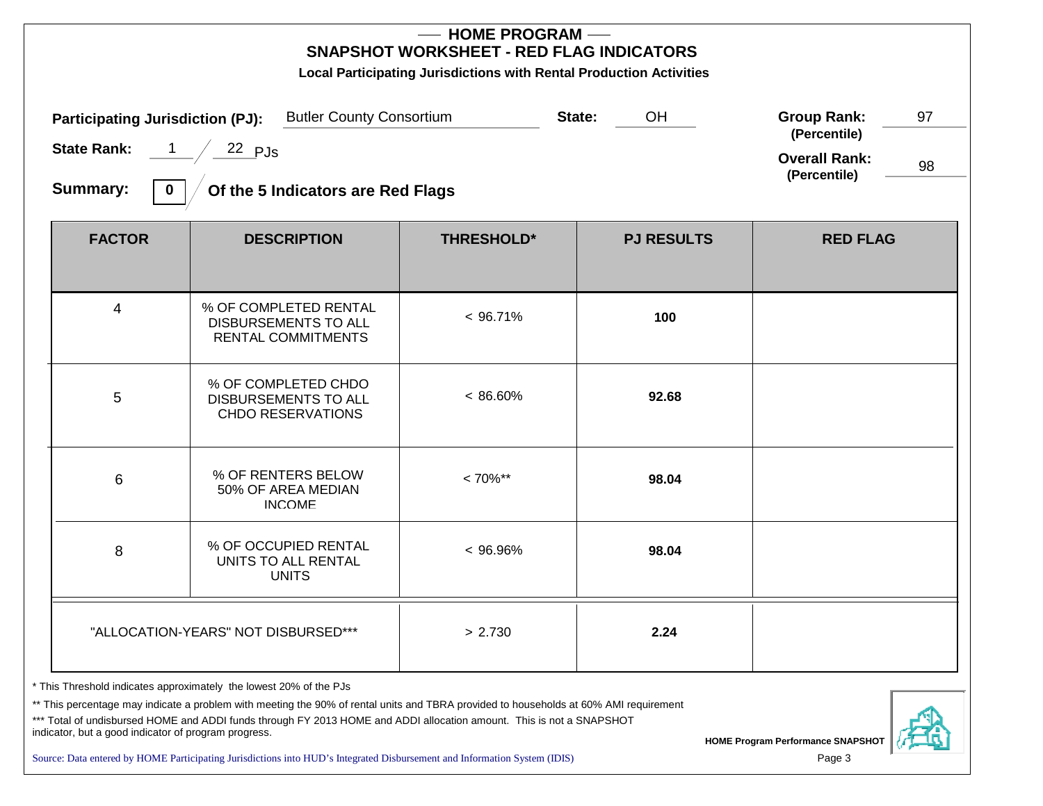## HOME PROGRAM
## SNAPSHOT WORKSHEET - RED FLAG INDICATORS

**Local Participating Jurisdictions with Rental Production Activities**

**Participating Jurisdiction (PJ):** Butler County Consortium **State:** OH **Group Rank:** 97 **(Percentile)**

**State Rank:** 1 / 22 PJs **Overall Rank:** 98 **(Percentile)**

**Summary:** 0 **Of the 5 Indicators are Red Flags**

| FACTOR | DESCRIPTION | THRESHOLD* | PJ RESULTS | RED FLAG |
|---|---|---|---|---|
| 4 | % OF COMPLETED RENTAL DISBURSEMENTS TO ALL RENTAL COMMITMENTS | < 96.71% | **100** | |
| 5 | % OF COMPLETED CHDO DISBURSEMENTS TO ALL CHDO RESERVATIONS | < 86.60% | **92.68** | |
| 6 | % OF RENTERS BELOW 50% OF AREA MEDIAN INCOME | < 70%** | **98.04** | |
| 8 | % OF OCCUPIED RENTAL UNITS TO ALL RENTAL UNITS | < 96.96% | **98.04** | |
| "ALLOCATION-YEARS" NOT DISBURSED*** | | > 2.730 | **2.24** | |

\* This Threshold indicates approximately the lowest 20% of the PJs

** This percentage may indicate a problem with meeting the 90% of rental units and TBRA provided to households at 60% AMI requirement

*** Total of undisbursed HOME and ADDI funds through FY 2013 HOME and ADDI allocation amount. This is not a SNAPSHOT indicator, but a good indicator of program progress.

Source: Data entered by HOME Participating Jurisdictions into HUD's Integrated Disbursement and Information System (IDIS)